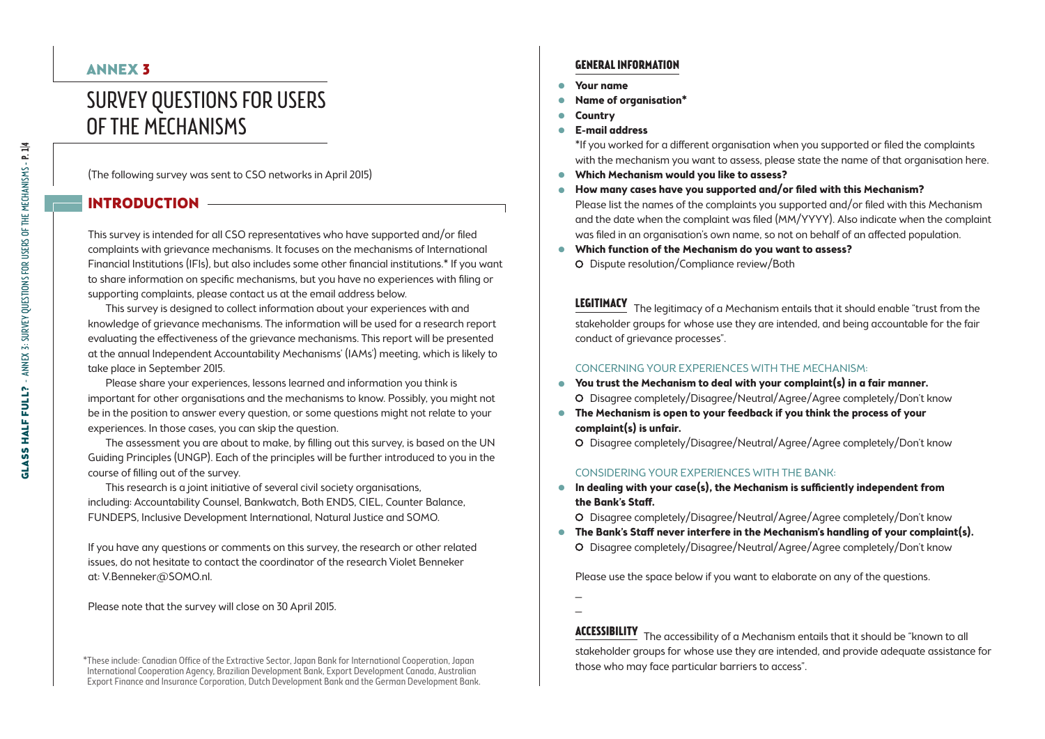## ANNEX 3

# SURVEY QUESTIONS FOR USERS OF THE MECHANISMS

(The following survey was sent to CSO networks in April 2015)

## INTRODUCTION

This survey is intended for all CSO representatives who have supported and/or filed complaints with grievance mechanisms. It focuses on the mechanisms of International Financial Institutions (IFIs), but also includes some other financial institutions.* If you want to share information on specific mechanisms, but you have no experiences with filing or supporting complaints, please contact us at the email address below.

This survey is designed to collect information about your experiences with and knowledge of grievance mechanisms. The information will be used for a research report evaluating the effectiveness of the grievance mechanisms. This report will be presented at the annual Independent Accountability Mechanisms' (IAMs') meeting, which is likely to take place in September 2015.

Please share your experiences, lessons learned and information you think is important for other organisations and the mechanisms to know. Possibly, you might not be in the position to answer every question, or some questions might not relate to your experiences. In those cases, you can skip the question.

The assessment you are about to make, by filling out this survey, is based on the UN Guiding Principles (UNGP). Each of the principles will be further introduced to you in the course of filling out of the survey.

This research is a joint initiative of several civil society organisations, including: Accountability Counsel, Bankwatch, Both ENDS, CIEL, Counter Balance, FUNDEPS, Inclusive Development International, Natural Justice and SOMO.

If you have any questions or comments on this survey, the research or other related issues, do not hesitate to contact the coordinator of the research Violet Benneker at: V.Benneker@SOMO.nl.

Please note that the survey will close on 30 April 2015.

*These include: Canadian Office of the Extractive Sector, Japan Bank for International Cooperation, Japan International Cooperation Agency, Brazilian Development Bank, Export Development Canada, Australian Export Finance and Insurance Corporation, Dutch Development Bank and the German Development Bank.

### GENERAL INFORMATION

- **Your name**
- **Name of organisation***
- **Country**
- **E-mail address**

  *If you worked for a different organisation when you supported or filed the complaints with the mechanism you want to assess, please state the name of that organisation here.
- **Which Mechanism would you like to assess?**
- **How many cases have you supported and/or filed with this Mechanism?**
  Please list the names of the complaints you supported and/or filed with this Mechanism and the date when the complaint was filed (MM/YYYY). Also indicate when the complaint was filed in an organisation's own name, so not on behalf of an affected population.
- **Which function of the Mechanism do you want to assess?**
  - Dispute resolution/Compliance review/Both

**LEGITIMACY** The legitimacy of a Mechanism entails that it should enable "trust from the stakeholder groups for whose use they are intended, and being accountable for the fair conduct of grievance processes".

CONCERNING YOUR EXPERIENCES WITH THE MECHANISM:

- **You trust the Mechanism to deal with your complaint(s) in a fair manner.**
  - Disagree completely/Disagree/Neutral/Agree/Agree completely/Don't know
- **The Mechanism is open to your feedback if you think the process of your complaint(s) is unfair.**
  - Disagree completely/Disagree/Neutral/Agree/Agree completely/Don't know

CONSIDERING YOUR EXPERIENCES WITH THE BANK:

- **In dealing with your case(s), the Mechanism is sufficiently independent from the Bank's Staff.**
  - Disagree completely/Disagree/Neutral/Agree/Agree completely/Don't know
- **The Bank's Staff never interfere in the Mechanism's handling of your complaint(s).**
  - Disagree completely/Disagree/Neutral/Agree/Agree completely/Don't know

Please use the space below if you want to elaborate on any of the questions.

–

–

**ACCESSIBILITY** The accessibility of a Mechanism entails that it should be "known to all stakeholder groups for whose use they are intended, and provide adequate assistance for those who may face particular barriers to access".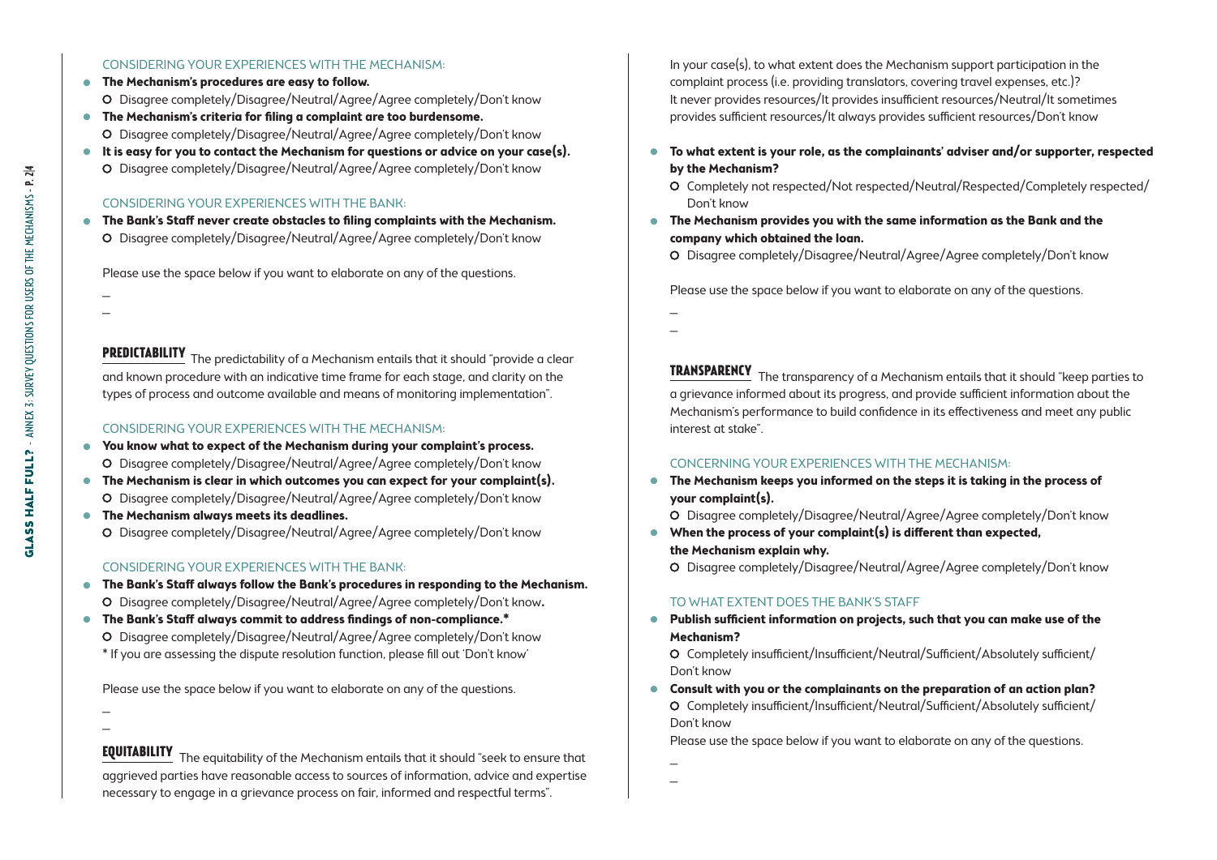CONSIDERING YOUR EXPERIENCES WITH THE MECHANISM:

- **The Mechanism's procedures are easy to follow.**
  - Disagree completely/Disagree/Neutral/Agree/Agree completely/Don't know
- **The Mechanism's criteria for filing a complaint are too burdensome.**
  - Disagree completely/Disagree/Neutral/Agree/Agree completely/Don't know
- **It is easy for you to contact the Mechanism for questions or advice on your case(s).**
  - Disagree completely/Disagree/Neutral/Agree/Agree completely/Don't know

CONSIDERING YOUR EXPERIENCES WITH THE BANK:

- **The Bank's Staff never create obstacles to filing complaints with the Mechanism.**
  - Disagree completely/Disagree/Neutral/Agree/Agree completely/Don't know

Please use the space below if you want to elaborate on any of the questions.

_

_

## PREDICTABILITY

The predictability of a Mechanism entails that it should "provide a clear and known procedure with an indicative time frame for each stage, and clarity on the types of process and outcome available and means of monitoring implementation".

CONSIDERING YOUR EXPERIENCES WITH THE MECHANISM:

- **You know what to expect of the Mechanism during your complaint's process.**
  - Disagree completely/Disagree/Neutral/Agree/Agree completely/Don't know
- **The Mechanism is clear in which outcomes you can expect for your complaint(s).**
  - Disagree completely/Disagree/Neutral/Agree/Agree completely/Don't know
- **The Mechanism always meets its deadlines.**
  - Disagree completely/Disagree/Neutral/Agree/Agree completely/Don't know

CONSIDERING YOUR EXPERIENCES WITH THE BANK:

- **The Bank's Staff always follow the Bank's procedures in responding to the Mechanism.**
  - Disagree completely/Disagree/Neutral/Agree/Agree completely/Don't know.
- **The Bank's Staff always commit to address findings of non-compliance.***
  - Disagree completely/Disagree/Neutral/Agree/Agree completely/Don't know

  * If you are assessing the dispute resolution function, please fill out 'Don't know'

Please use the space below if you want to elaborate on any of the questions.

_

_

## EQUITABILITY

The equitability of the Mechanism entails that it should "seek to ensure that aggrieved parties have reasonable access to sources of information, advice and expertise necessary to engage in a grievance process on fair, informed and respectful terms".

In your case(s), to what extent does the Mechanism support participation in the complaint process (i.e. providing translators, covering travel expenses, etc.)?
It never provides resources/It provides insufficient resources/Neutral/It sometimes provides sufficient resources/It always provides sufficient resources/Don't know

- **To what extent is your role, as the complainants' adviser and/or supporter, respected by the Mechanism?**
  - Completely not respected/Not respected/Neutral/Respected/Completely respected/ Don't know
- **The Mechanism provides you with the same information as the Bank and the company which obtained the loan.**
  - Disagree completely/Disagree/Neutral/Agree/Agree completely/Don't know

Please use the space below if you want to elaborate on any of the questions.

_

_

## TRANSPARENCY

The transparency of a Mechanism entails that it should "keep parties to a grievance informed about its progress, and provide sufficient information about the Mechanism's performance to build confidence in its effectiveness and meet any public interest at stake".

CONCERNING YOUR EXPERIENCES WITH THE MECHANISM:

- **The Mechanism keeps you informed on the steps it is taking in the process of your complaint(s).**
  - Disagree completely/Disagree/Neutral/Agree/Agree completely/Don't know
- **When the process of your complaint(s) is different than expected, the Mechanism explain why.**
  - Disagree completely/Disagree/Neutral/Agree/Agree completely/Don't know

TO WHAT EXTENT DOES THE BANK'S STAFF

- **Publish sufficient information on projects, such that you can make use of the Mechanism?**
  - Completely insufficient/Insufficient/Neutral/Sufficient/Absolutely sufficient/ Don't know
- **Consult with you or the complainants on the preparation of an action plan?**
  - Completely insufficient/Insufficient/Neutral/Sufficient/Absolutely sufficient/ Don't know

Please use the space below if you want to elaborate on any of the questions.

_

_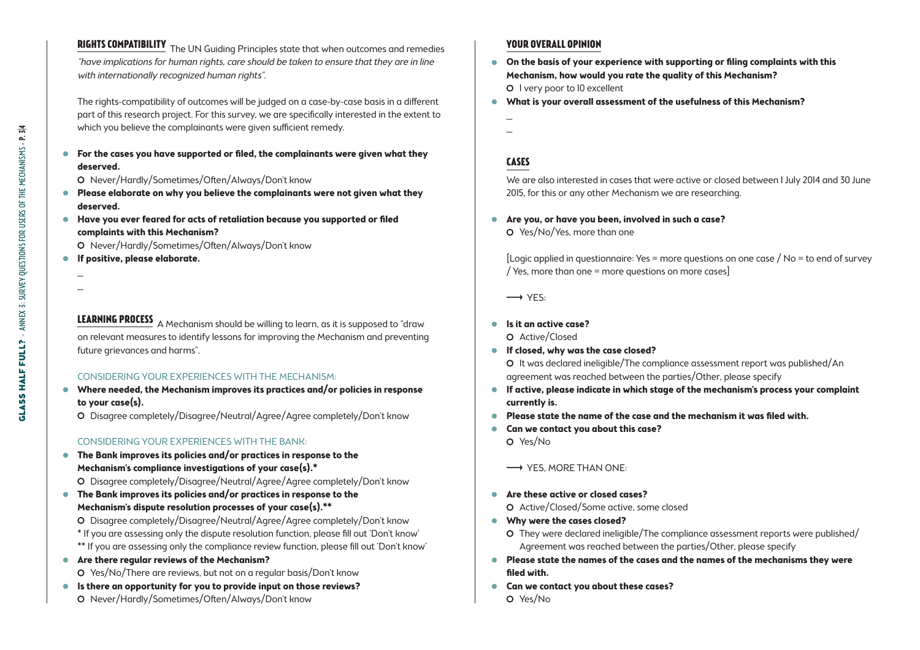## RIGHTS COMPATIBILITY

The UN Guiding Principles state that when outcomes and remedies *"have implications for human rights, care should be taken to ensure that they are in line with internationally recognized human rights".*

The rights-compatibility of outcomes will be judged on a case-by-case basis in a different part of this research project. For this survey, we are specifically interested in the extent to which you believe the complainants were given sufficient remedy.

- **For the cases you have supported or filed, the complainants were given what they deserved.**
  - Never/Hardly/Sometimes/Often/Always/Don't know
- **Please elaborate on why you believe the complainants were not given what they deserved.**
- **Have you ever feared for acts of retaliation because you supported or filed complaints with this Mechanism?**
  - Never/Hardly/Sometimes/Often/Always/Don't know
- **If positive, please elaborate.**

\_

\_

## LEARNING PROCESS

A Mechanism should be willing to learn, as it is supposed to "draw on relevant measures to identify lessons for improving the Mechanism and preventing future grievances and harms".

CONSIDERING YOUR EXPERIENCES WITH THE MECHANISM:

- **Where needed, the Mechanism improves its practices and/or policies in response to your case(s).**
  - Disagree completely/Disagree/Neutral/Agree/Agree completely/Don't know

CONSIDERING YOUR EXPERIENCES WITH THE BANK:

- **The Bank improves its policies and/or practices in response to the Mechanism's compliance investigations of your case(s).***
  - Disagree completely/Disagree/Neutral/Agree/Agree completely/Don't know
- **The Bank improves its policies and/or practices in response to the Mechanism's dispute resolution processes of your case(s).****
  - Disagree completely/Disagree/Neutral/Agree/Agree completely/Don't know

\* If you are assessing only the dispute resolution function, please fill out 'Don't know'

\*\* If you are assessing only the compliance review function, please fill out 'Don't know'

- **Are there regular reviews of the Mechanism?**
  - Yes/No/There are reviews, but not on a regular basis/Don't know
- **Is there an opportunity for you to provide input on those reviews?**
  - Never/Hardly/Sometimes/Often/Always/Don't know

## YOUR OVERALL OPINION

- **On the basis of your experience with supporting or filing complaints with this Mechanism, how would you rate the quality of this Mechanism?**
  - 1 very poor to 10 excellent
- **What is your overall assessment of the usefulness of this Mechanism?**

\_

\_

## CASES

We are also interested in cases that were active or closed between 1 July 2014 and 30 June 2015, for this or any other Mechanism we are researching.

- **Are you, or have you been, involved in such a case?**
  - Yes/No/Yes, more than one

[Logic applied in questionnaire: Yes = more questions on one case / No = to end of survey / Yes, more than one = more questions on more cases]

⟶ YES:

- **Is it an active case?**
  - Active/Closed
- **If closed, why was the case closed?**
  - It was declared ineligible/The compliance assessment report was published/An agreement was reached between the parties/Other, please specify
- **If active, please indicate in which stage of the mechanism's process your complaint currently is.**
- **Please state the name of the case and the mechanism it was filed with.**
- **Can we contact you about this case?**
  - Yes/No

⟶ YES, MORE THAN ONE:

- **Are these active or closed cases?**
  - Active/Closed/Some active, some closed
- **Why were the cases closed?**
  - They were declared ineligible/The compliance assessment reports were published/Agreement was reached between the parties/Other, please specify
- **Please state the names of the cases and the names of the mechanisms they were filed with.**
- **Can we contact you about these cases?**
  - Yes/No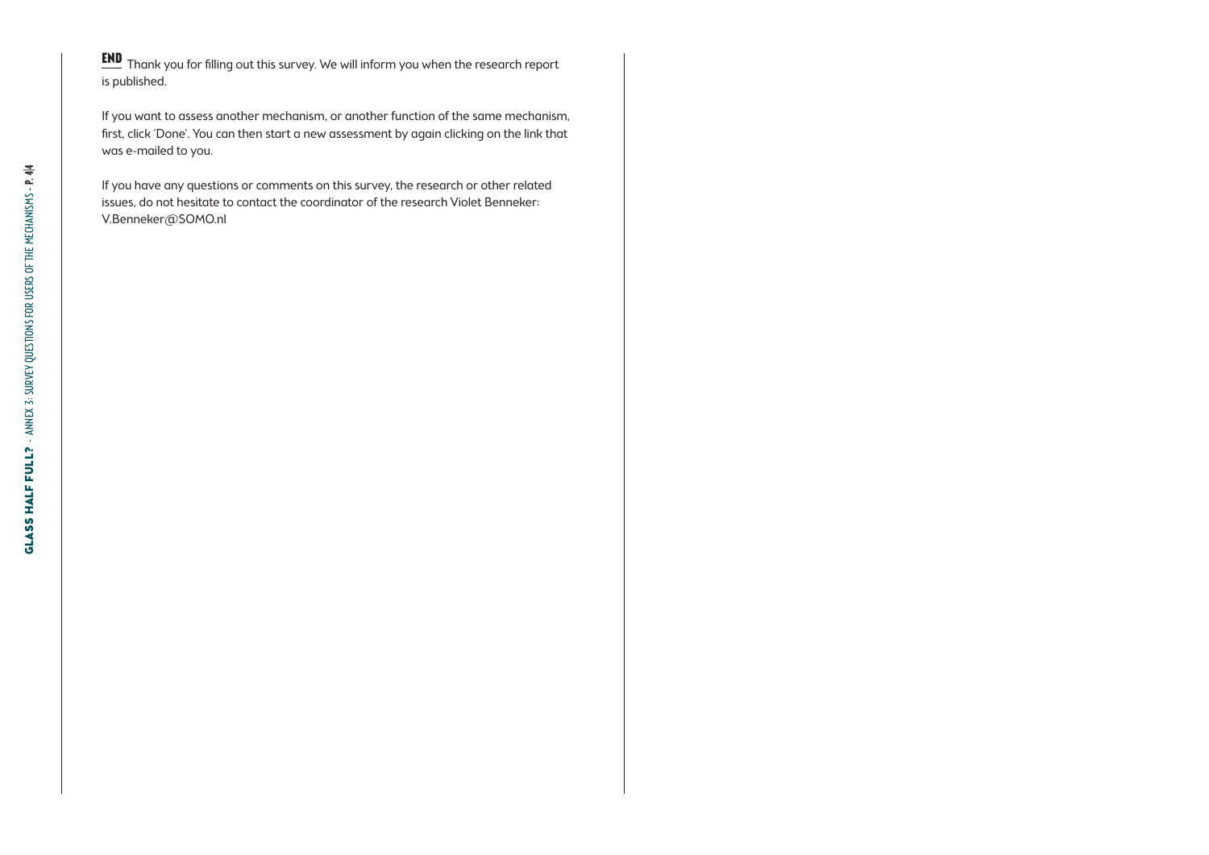**END** Thank you for filling out this survey. We will inform you when the research report is published.

If you want to assess another mechanism, or another function of the same mechanism, first, click 'Done'. You can then start a new assessment by again clicking on the link that was e-mailed to you.

If you have any questions or comments on this survey, the research or other related issues, do not hesitate to contact the coordinator of the research Violet Benneker: V.Benneker@SOMO.nl